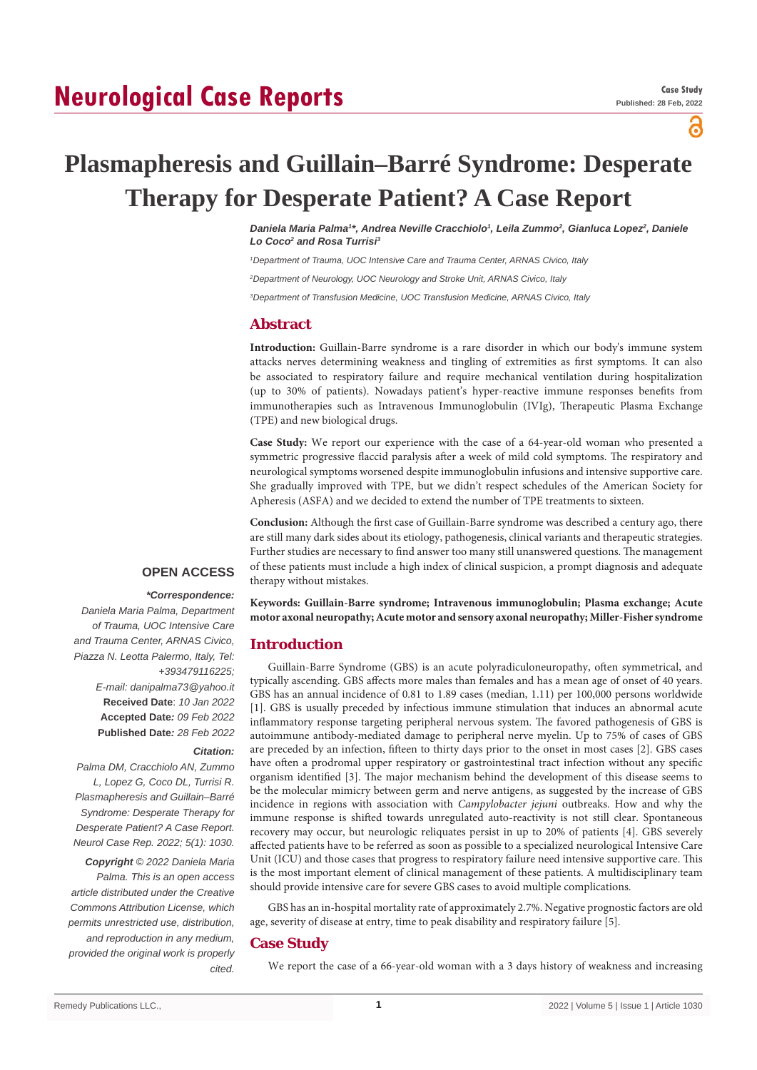# Plasmapheresis and Guillain–Barré Syndrome: Desperate Therapy for Desperate Patient? A Case Report

*Daniela Maria Palma[1]\*, Andrea Neville Cracchiolo[1], Leila Zummo[2], Gianluca Lopez[2], Daniele Lo Coco[2] and Rosa Turrisi[3]*

[1]Department of Trauma, UOC Intensive Care and Trauma Center, ARNAS Civico, Italy

[2]Department of Neurology, UOC Neurology and Stroke Unit, ARNAS Civico, Italy

[3]Department of Transfusion Medicine, UOC Transfusion Medicine, ARNAS Civico, Italy

## Abstract

**Introduction:** Guillain-Barre syndrome is a rare disorder in which our body's immune system attacks nerves determining weakness and tingling of extremities as first symptoms. It can also be associated to respiratory failure and require mechanical ventilation during hospitalization (up to 30% of patients). Nowadays patient's hyper-reactive immune responses benefits from immunotherapies such as Intravenous Immunoglobulin (IVIg), Therapeutic Plasma Exchange (TPE) and new biological drugs.

**Case Study:** We report our experience with the case of a 64-year-old woman who presented a symmetric progressive flaccid paralysis after a week of mild cold symptoms. The respiratory and neurological symptoms worsened despite immunoglobulin infusions and intensive supportive care. She gradually improved with TPE, but we didn't respect schedules of the American Society for Apheresis (ASFA) and we decided to extend the number of TPE treatments to sixteen.

**Conclusion:** Although the first case of Guillain-Barre syndrome was described a century ago, there are still many dark sides about its etiology, pathogenesis, clinical variants and therapeutic strategies. Further studies are necessary to find answer too many still unanswered questions. The management of these patients must include a high index of clinical suspicion, a prompt diagnosis and adequate therapy without mistakes.

**Keywords: Guillain-Barre syndrome; Intravenous immunoglobulin; Plasma exchange; Acute motor axonal neuropathy; Acute motor and sensory axonal neuropathy; Miller-Fisher syndrome**

**OPEN ACCESS**

***Correspondence:***

*Daniela Maria Palma, Department of Trauma, UOC Intensive Care and Trauma Center, ARNAS Civico, Piazza N. Leotta Palermo, Italy, Tel: +393479116225;*

*E-mail: danipalma73@yahoo.it*

**Received Date**: *10 Jan 2022*

**Accepted Date***: 09 Feb 2022*

**Published Date***: 28 Feb 2022*

***Citation:***

*Palma DM, Cracchiolo AN, Zummo L, Lopez G, Coco DL, Turrisi R. Plasmapheresis and Guillain–Barré Syndrome: Desperate Therapy for Desperate Patient? A Case Report. Neurol Case Rep. 2022; 5(1): 1030.*

***Copyright** © 2022 Daniela Maria Palma. This is an open access article distributed under the Creative Commons Attribution License, which permits unrestricted use, distribution, and reproduction in any medium, provided the original work is properly cited.*

## Introduction

Guillain-Barre Syndrome (GBS) is an acute polyradiculoneuropathy, often symmetrical, and typically ascending. GBS affects more males than females and has a mean age of onset of 40 years. GBS has an annual incidence of 0.81 to 1.89 cases (median, 1.11) per 100,000 persons worldwide [1]. GBS is usually preceded by infectious immune stimulation that induces an abnormal acute inflammatory response targeting peripheral nervous system. The favored pathogenesis of GBS is autoimmune antibody-mediated damage to peripheral nerve myelin. Up to 75% of cases of GBS are preceded by an infection, fifteen to thirty days prior to the onset in most cases [2]. GBS cases have often a prodromal upper respiratory or gastrointestinal tract infection without any specific organism identified [3]. The major mechanism behind the development of this disease seems to be the molecular mimicry between germ and nerve antigens, as suggested by the increase of GBS incidence in regions with association with *Campylobacter jejuni* outbreaks. How and why the immune response is shifted towards unregulated auto-reactivity is not still clear. Spontaneous recovery may occur, but neurologic reliquates persist in up to 20% of patients [4]. GBS severely affected patients have to be referred as soon as possible to a specialized neurological Intensive Care Unit (ICU) and those cases that progress to respiratory failure need intensive supportive care. This is the most important element of clinical management of these patients. A multidisciplinary team should provide intensive care for severe GBS cases to avoid multiple complications.

GBS has an in-hospital mortality rate of approximately 2.7%. Negative prognostic factors are old age, severity of disease at entry, time to peak disability and respiratory failure [5].

## Case Study

We report the case of a 66-year-old woman with a 3 days history of weakness and increasing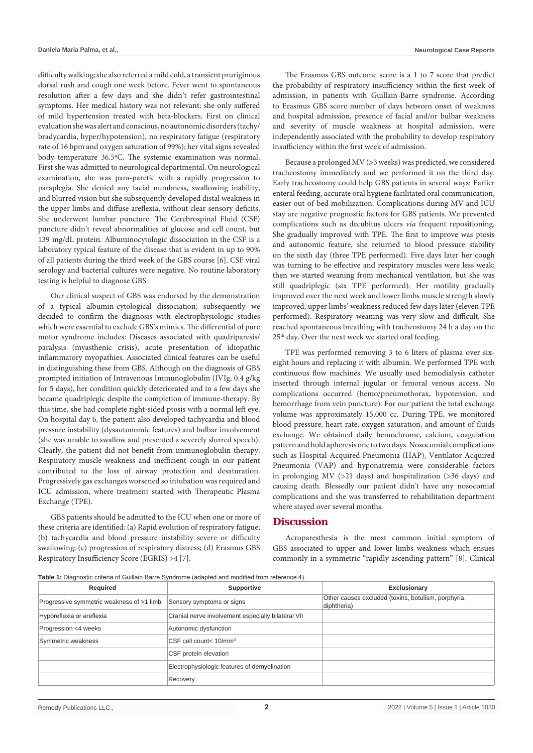difficulty walking; she also referred a mild cold, a transient pruriginous dorsal rush and cough one week before. Fever went to spontaneous resolution after a few days and she didn't refer gastrointestinal symptoms. Her medical history was not relevant; she only suffered of mild hypertension treated with beta-blockers. First on clinical evaluation she was alert and conscious, no autonomic disorders (tachy/bradycardia, hyper/hypotension), no respiratory fatigue (respiratory rate of 16 bpm and oxygen saturation of 99%); her vital signs revealed body temperature 36.5ºC. The systemic examination was normal. First she was admitted to neurological departmental. On neurological examination, she was para-paretic with a rapidly progression to paraplegia. She denied any facial numbness, swallowing inability, and blurred vision but she subsequently developed distal weakness in the upper limbs and diffuse areflexia, without clear sensory deficits. She underwent lumbar puncture. The Cerebrospinal Fluid (CSF) puncture didn't reveal abnormalities of glucose and cell count, but 139 mg/dL protein. Albuminocytologic dissociation in the CSF is a laboratory typical feature of the disease that is evident in up to 90% of all patients during the third week of the GBS course [6]. CSF viral serology and bacterial cultures were negative. No routine laboratory testing is helpful to diagnose GBS.

Our clinical suspect of GBS was endorsed by the demonstration of a typical albumin-cytological dissociation; subsequently we decided to confirm the diagnosis with electrophysiologic studies which were essential to exclude GBS's mimics. The differential of pure motor syndrome includes: Diseases associated with quadriparesis/paralysis (myasthenic crisis), acute presentation of idiopathic inflammatory myopathies. Associated clinical features can be useful in distinguishing these from GBS. Although on the diagnosis of GBS prompted initiation of Intravenous Immunoglobulin (IVIg, 0.4 g/kg for 5 days), her condition quickly deteriorated and in a few days she became quadriplegic despite the completion of immune-therapy. By this time, she had complete right-sided ptosis with a normal left eye. On hospital day 6, the patient also developed tachycardia and blood pressure instability (dysautonomic features) and bulbar involvement (she was unable to swallow and presented a severely slurred speech). Clearly, the patient did not benefit from immunoglobulin therapy. Respiratory muscle weakness and inefficient cough in our patient contributed to the loss of airway protection and desaturation. Progressively gas exchanges worsened so intubation was required and ICU admission, where treatment started with Therapeutic Plasma Exchange (TPE).

GBS patients should be admitted to the ICU when one or more of these criteria are identified: (a) Rapid evolution of respiratory fatigue; (b) tachycardia and blood pressure instability severe or difficulty swallowing; (c) progression of respiratory distress; (d) Erasmus GBS Respiratory Insufficiency Score (EGRIS) >4 [7].

The Erasmus GBS outcome score is a 1 to 7 score that predict the probability of respiratory insufficiency within the first week of admission, in patients with Guillain-Barre syndrome. According to Erasmus GBS score number of days between onset of weakness and hospital admission, presence of facial and/or bulbar weakness and severity of muscle weakness at hospital admission, were independently associated with the probability to develop respiratory insufficiency within the first week of admission.

Because a prolonged MV (>3 weeks) was predicted, we considered tracheostomy immediately and we performed it on the third day. Early tracheostomy could help GBS patients in several ways: Earlier enteral feeding, accurate oral hygiene facilitated oral communication, easier out-of-bed mobilization. Complications during MV and ICU stay are negative prognostic factors for GBS patients. We prevented complications such as decubitus ulcers *via* frequent repositioning. She gradually improved with TPE. The first to improve was ptosis and autonomic feature, she returned to blood pressure stability on the sixth day (three TPE performed). Five days later her cough was turning to be effective and respiratory muscles were less weak; then we started weaning from mechanical ventilation, but she was still quadriplegic (six TPE performed). Her motility gradually improved over the next week and lower limbs muscle strength slowly improved, upper limbs' weakness reduced few days later (eleven TPE performed). Respiratory weaning was very slow and difficult. She reached spontaneous breathing with tracheostomy 24 h a day on the 25th day. Over the next week we started oral feeding.

TPE was performed removing 3 to 6 liters of plasma over six-eight hours and replacing it with albumin. We performed TPE with continuous flow machines. We usually used hemodialysis catheter inserted through internal jugular or femoral venous access. No complications occurred (hemo/pneumothorax, hypotension, and hemorrhage from vein puncture). For our patient the total exchange volume was approximately 15,000 cc. During TPE, we monitored blood pressure, heart rate, oxygen saturation, and amount of fluids exchange. We obtained daily hemochrome, calcium, coagulation pattern and hold apheresis one to two days. Nosocomial complications such as Hospital-Acquired Pneumonia (HAP), Ventilator Acquired Pneumonia (VAP) and hyponatremia were considerable factors in prolonging MV (>21 days) and hospitalization (>36 days) and causing death. Blessedly our patient didn't have any nosocomial complications and she was transferred to rehabilitation department where stayed over several months.

## Discussion

Acroparesthesia is the most common initial symptom of GBS associated to upper and lower limbs weakness which ensues commonly in a symmetric "rapidly ascending pattern" [8]. Clinical

**Table 1:** Diagnostic criteria of Guillain Barre Syndrome (adapted and modified from reference 4).

| Required | Supportive | Exclusionary |
|---|---|---|
| Progressive symmetric weakness of >1 limb | Sensory symptoms or signs | Other causes excluded (toxins, botulism, porphyria, diphtheria) |
| Hyporeflexia or areflexia | Cranial nerve involvement especially bilateral VII | |
| Progression <4 weeks | Autonomic dysfunction | |
| Symmetric weakness | CSF cell count< 10/mm$^3$ | |
| | CSF protein elevation | |
| | Electrophysiologic features of demyelination | |
| | Recovery | |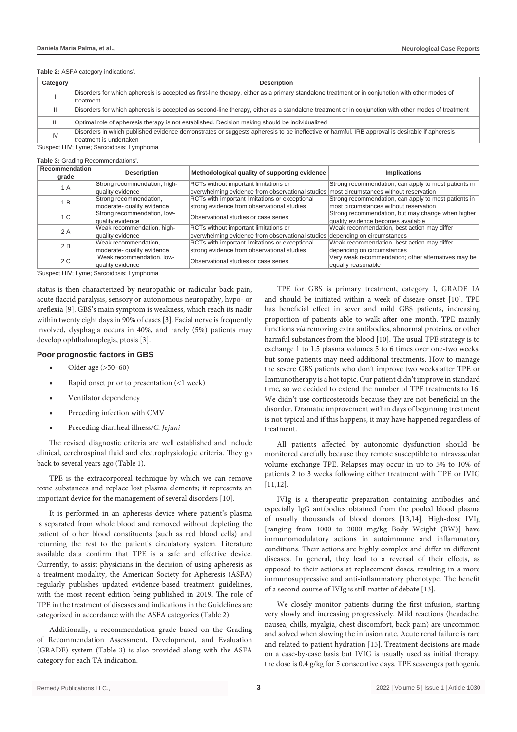**Table 2:** ASFA category indications*.

| Category | Description |
|---|---|
| I | Disorders for which apheresis is accepted as first-line therapy, either as a primary standalone treatment or in conjunction with other modes of treatment |
| II | Disorders for which apheresis is accepted as second-line therapy, either as a standalone treatment or in conjunction with other modes of treatment |
| III | Optimal role of apheresis therapy is not established. Decision making should be individualized |
| IV | Disorders in which published evidence demonstrates or suggests apheresis to be ineffective or harmful. IRB approval is desirable if apheresis treatment is undertaken |

*Suspect HIV; Lyme; Sarcoidosis; Lymphoma

**Table 3:** Grading Recommendations*.

| Recommendation grade | Description | Methodological quality of supporting evidence | Implications |
|---|---|---|---|
| 1 A | Strong recommendation, high-quality evidence | RCTs without important limitations or overwhelming evidence from observational studies | Strong recommendation, can apply to most patients in most circumstances without reservation |
| 1 B | Strong recommendation, moderate- quality evidence | RCTs with important limitations or exceptional strong evidence from observational studies | Strong recommendation, can apply to most patients in most circumstances without reservation |
| 1 C | Strong recommendation, low-quality evidence | Observational studies or case series | Strong recommendation, but may change when higher quality evidence becomes available |
| 2 A | Weak recommendation, high-quality evidence | RCTs without important limitations or overwhelming evidence from observational studies | Weak recommendation, best action may differ depending on circumstances |
| 2 B | Weak recommendation, moderate- quality evidence | RCTs with important limitations or exceptional strong evidence from observational studies | Weak recommendation, best action may differ depending on circumstances |
| 2 C | Weak recommendation, low-quality evidence | Observational studies or case series | Very weak recommendation; other alternatives may be equally reasonable |

*Suspect HIV; Lyme; Sarcoidosis; Lymphoma

status is then characterized by neuropathic or radicular back pain, acute flaccid paralysis, sensory or autonomous neuropathy, hypo- or areflexia [9]. GBS's main symptom is weakness, which reach its nadir within twenty eight days in 90% of cases [3]. Facial nerve is frequently involved, dysphagia occurs in 40%, and rarely (5%) patients may develop ophthalmoplegia, ptosis [3].

### Poor prognostic factors in GBS

- Older age (>50–60)
- Rapid onset prior to presentation (<1 week)
- Ventilator dependency
- Preceding infection with CMV
- Preceding diarrheal illness/*C. Jejuni*

The revised diagnostic criteria are well established and include clinical, cerebrospinal fluid and electrophysiologic criteria. They go back to several years ago (Table 1).

TPE is the extracorporeal technique by which we can remove toxic substances and replace lost plasma elements; it represents an important device for the management of several disorders [10].

It is performed in an apheresis device where patient's plasma is separated from whole blood and removed without depleting the patient of other blood constituents (such as red blood cells) and returning the rest to the patient's circulatory system. Literature available data confirm that TPE is a safe and effective device. Currently, to assist physicians in the decision of using apheresis as a treatment modality, the American Society for Apheresis (ASFA) regularly publishes updated evidence-based treatment guidelines, with the most recent edition being published in 2019. The role of TPE in the treatment of diseases and indications in the Guidelines are categorized in accordance with the ASFA categories (Table 2).

Additionally, a recommendation grade based on the Grading of Recommendation Assessment, Development, and Evaluation (GRADE) system (Table 3) is also provided along with the ASFA category for each TA indication.

TPE for GBS is primary treatment, category I, GRADE IA and should be initiated within a week of disease onset [10]. TPE has beneficial effect in sever and mild GBS patients, increasing proportion of patients able to walk after one month. TPE mainly functions *via* removing extra antibodies, abnormal proteins, or other harmful substances from the blood [10]. The usual TPE strategy is to exchange 1 to 1.5 plasma volumes 5 to 6 times over one-two weeks, but some patients may need additional treatments. How to manage the severe GBS patients who don't improve two weeks after TPE or Immunotherapy is a hot topic. Our patient didn't improve in standard time, so we decided to extend the number of TPE treatments to 16. We didn't use corticosteroids because they are not beneficial in the disorder. Dramatic improvement within days of beginning treatment is not typical and if this happens, it may have happened regardless of treatment.

All patients affected by autonomic dysfunction should be monitored carefully because they remote susceptible to intravascular volume exchange TPE. Relapses may occur in up to 5% to 10% of patients 2 to 3 weeks following either treatment with TPE or IVIG [11,12].

IVIg is a therapeutic preparation containing antibodies and especially IgG antibodies obtained from the pooled blood plasma of usually thousands of blood donors [13,14]. High-dose IVIg [ranging from 1000 to 3000 mg/kg Body Weight (BW)] have immunomodulatory actions in autoimmune and inflammatory conditions. Their actions are highly complex and differ in different diseases. In general, they lead to a reversal of their effects, as opposed to their actions at replacement doses, resulting in a more immunosuppressive and anti-inflammatory phenotype. The benefit of a second course of IVIg is still matter of debate [13].

We closely monitor patients during the first infusion, starting very slowly and increasing progressively. Mild reactions (headache, nausea, chills, myalgia, chest discomfort, back pain) are uncommon and solved when slowing the infusion rate. Acute renal failure is rare and related to patient hydration [15]. Treatment decisions are made on a case-by-case basis but IVIG is usually used as initial therapy; the dose is 0.4 g/kg for 5 consecutive days. TPE scavenges pathogenic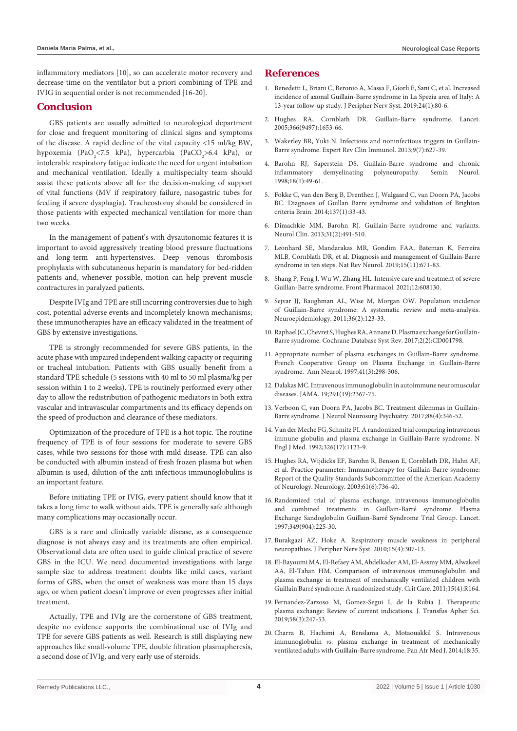inflammatory mediators [10], so can accelerate motor recovery and decrease time on the ventilator but a priori combining of TPE and IVIG in sequential order is not recommended [16-20].

## Conclusion

GBS patients are usually admitted to neurological department for close and frequent monitoring of clinical signs and symptoms of the disease. A rapid decline of the vital capacity <15 ml/kg BW, hypoxemia ($PaO_2$<7.5 kPa), hypercarbia ($PaCO_2$>6.4 kPa), or intolerable respiratory fatigue indicate the need for urgent intubation and mechanical ventilation. Ideally a multispecialty team should assist these patients above all for the decision-making of support of vital functions (MV if respiratory failure, nasogastric tubes for feeding if severe dysphagia). Tracheostomy should be considered in those patients with expected mechanical ventilation for more than two weeks.

In the management of patient's with dysautonomic features it is important to avoid aggressively treating blood pressure fluctuations and long-term anti-hypertensives. Deep venous thrombosis prophylaxis with subcutaneous heparin is mandatory for bed-ridden patients and, whenever possible, motion can help prevent muscle contractures in paralyzed patients.

Despite IVIg and TPE are still incurring controversies due to high cost, potential adverse events and incompletely known mechanisms; these immunotherapies have an efficacy validated in the treatment of GBS by extensive investigations.

TPE is strongly recommended for severe GBS patients, in the acute phase with impaired independent walking capacity or requiring or tracheal intubation. Patients with GBS usually benefit from a standard TPE schedule (5 sessions with 40 ml to 50 ml plasma/kg per session within 1 to 2 weeks). TPE is routinely performed every other day to allow the redistribution of pathogenic mediators in both extra vascular and intravascular compartments and its efficacy depends on the speed of production and clearance of these mediators.

Optimization of the procedure of TPE is a hot topic. The routine frequency of TPE is of four sessions for moderate to severe GBS cases, while two sessions for those with mild disease. TPE can also be conducted with albumin instead of fresh frozen plasma but when albumin is used, dilution of the anti infectious immunoglobulins is an important feature.

Before initiating TPE or IVIG, every patient should know that it takes a long time to walk without aids. TPE is generally safe although many complications may occasionally occur.

GBS is a rare and clinically variable disease, as a consequence diagnose is not always easy and its treatments are often empirical. Observational data are often used to guide clinical practice of severe GBS in the ICU. We need documented investigations with large sample size to address treatment doubts like mild cases, variant forms of GBS, when the onset of weakness was more than 15 days ago, or when patient doesn't improve or even progresses after initial treatment.

Actually, TPE and IVIg are the cornerstone of GBS treatment, despite no evidence supports the combinational use of IVIg and TPE for severe GBS patients as well. Research is still displaying new approaches like small-volume TPE, double filtration plasmapheresis, a second dose of IVIg, and very early use of steroids.

## References

1. Benedetti L, Briani C, Beronio A, Massa F, Giorli E, Sani C, et al. Increased incidence of axonal Guillain-Barre syndrome in La Spezia area of Italy: A 13-year follow-up study. J Peripher Nerv Syst. 2019;24(1):80-6.
2. Hughes RA, Cornblath DR. Guillain-Barre syndrome. Lancet. 2005;366(9497):1653-66.
3. Wakerley BR, Yuki N. Infectious and noninfectious triggers in Guillain-Barre syndrome. Expert Rev Clin Immunol. 2013;9(7):627-39.
4. Barohn RJ, Saperstein DS. Guillain-Barre syndrome and chronic inflammatory demyelinating polyneuropathy. Semin Neurol. 1998;18(1):49-61.
5. Fokke C, van den Berg B, Drenthen J, Walgaard C, van Doorn PA, Jacobs BC. Diagnosis of Guillan Barre syndrome and validation of Brighton criteria Brain. 2014;137(1):33-43.
6. Dimachkie MM, Barohn RJ. Guillain-Barre syndrome and variants. Neurol Clin. 2013;31(2):491-510.
7. Leonhard SE, Mandarakas MR, Gondim FAA, Bateman K, Ferreira MLB, Cornblath DR, et al. Diagnosis and management of Guillain-Barre syndrome in ten steps. Nat Rev Neurol. 2019;15(11):671-83.
8. Shang P, Feng J, Wu W, Zhang HL. Intensive care and treatment of severe Guillain-Barre syndrome. Front Pharmacol. 2021;12:608130.
9. Sejvar JJ, Baughman AL, Wise M, Morgan OW. Population incidence of Guillain-Barre syndrome: A systematic review and meta-analysis. Neuroepidemiology. 2011;36(2):123-33.
10. Raphael JC, Chevret S, Hughes RA, Annane D. Plasma exchange for Guillain-Barre syndrome. Cochrane Database Syst Rev. 2017;2(2):CD001798.
11. Appropriate number of plasma exchanges in Guillain-Barre syndrome. French Cooperative Group on Plasma Exchange in Guillain-Barre syndrome. Ann Neurol. 1997;41(3):298-306.
12. Dalakas MC. Intravenous immunoglobulin in autoimmune neuromuscular diseases. JAMA. 19;291(19):2367-75.
13. Verboon C, van Doorn PA, Jacobs BC. Treatment dilemmas in Guillain-Barre syndrome. J Neurol Neurosurg Psychiatry. 2017;88(4):346-52.
14. Van der Meche FG, Schmitz PI. A randomized trial comparing intravenous immune globulin and plasma exchange in Guillain-Barre syndrome. N Engl J Med. 1992;326(17):1123-9.
15. Hughes RA, Wijdicks EF, Barohn R, Benson E, Cornblath DR, Hahn AF, et al. Practice parameter: Immunotherapy for Guillain-Barre syndrome: Report of the Quality Standards Subcommittee of the American Academy of Neurology. Neurology. 2003;61(6):736-40.
16. Randomized trial of plasma exchange, intravenous immunoglobulin and combined treatments in Guillain-Barré syndrome. Plasma Exchange Sandoglobulin Guillain-Barré Syndrome Trial Group. Lancet. 1997;349(904):225-30.
17. Burakgazi AZ, Hoke A. Respiratory muscle weakness in peripheral neuropathies. J Peripher Nerv Syst. 2010;15(4):307-13.
18. El-Bayoumi MA, El-Refaey AM, Abdelkader AM, El-Assmy MM, Alwakeel AA, El-Tahan HM. Comparison of intravenous immunoglobulin and plasma exchange in treatment of mechanically ventilated children with Guillain Barré syndrome: A randomized study. Crit Care. 2011;15(4):R164.
19. Fernandez-Zarzoso M, Gomez-Segui I, de la Rubia J. Therapeutic plasma exchange: Review of current indications. J. Transfus Apher Sci. 2019;58(3):247-53.
20. Charra B, Hachimi A, Benslama A, Motaouakkil S. Intravenous immunoglobulin *vs.* plasma exchange in treatment of mechanically ventilated adults with Guillain-Barre syndrome. Pan Afr Med J. 2014;18:35.